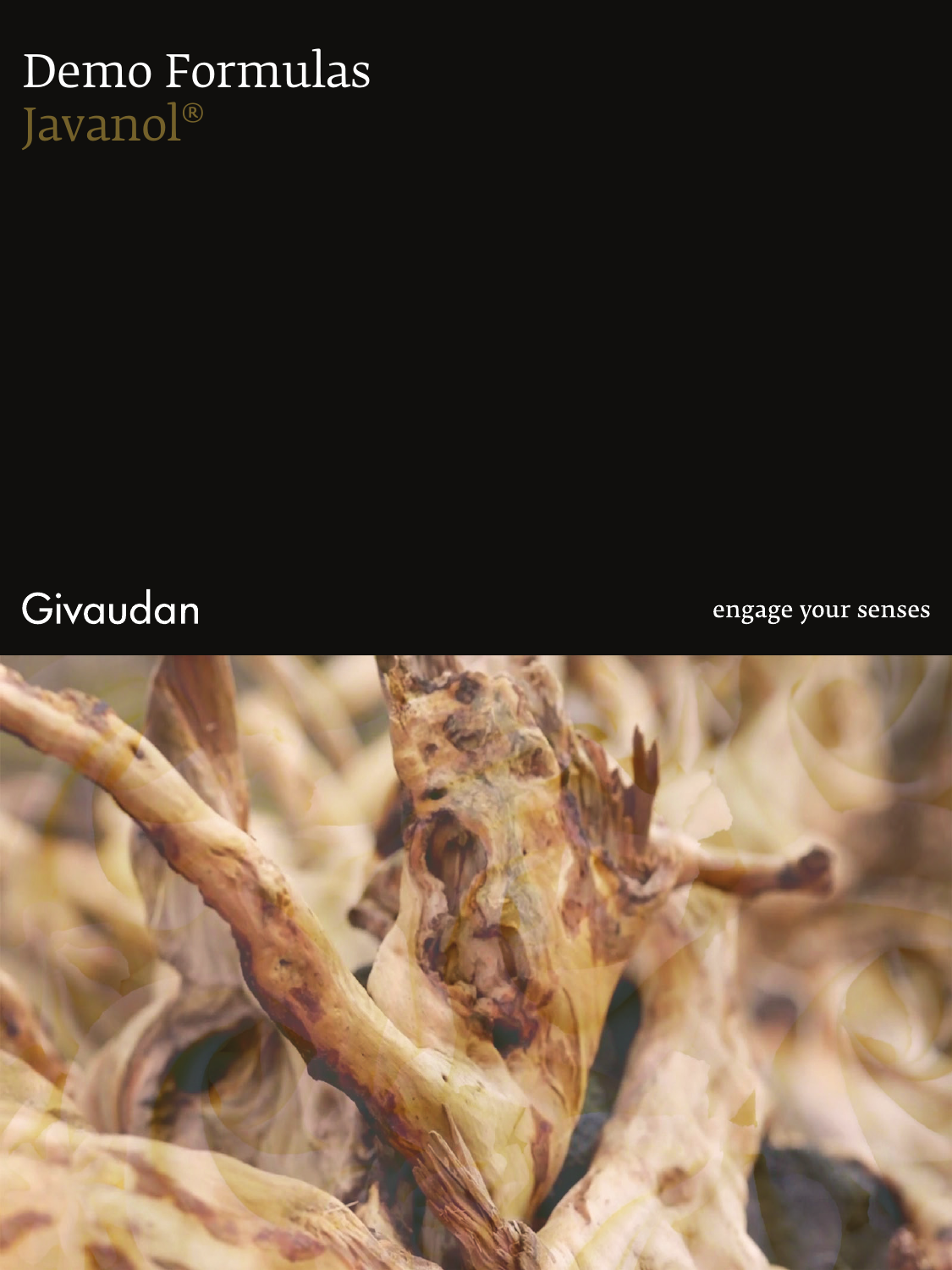# Demo Formulas

## Javanol®

Givaudan

engage your senses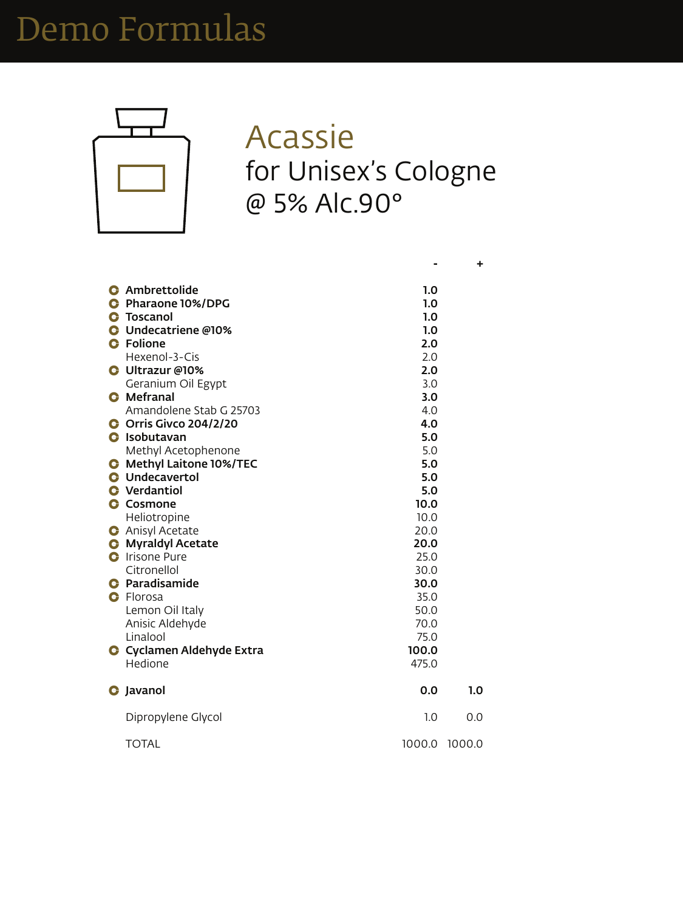# Demo Formulas

## Acassie

for Unisex's Cologne
@ 5% Alc.90°

| | - | + |
|---|---|---|
| **Ambrettolide** | **1.0** | |
| **Pharaone 10%/DPG** | **1.0** | |
| **Toscanol** | **1.0** | |
| **Undecatriene @10%** | **1.0** | |
| **Folione** | **2.0** | |
| Hexenol-3-Cis | 2.0 | |
| **Ultrazur @10%** | **2.0** | |
| Geranium Oil Egypt | 3.0 | |
| **Mefranal** | **3.0** | |
| Amandolene Stab G 25703 | 4.0 | |
| **Orris Givco 204/2/20** | **4.0** | |
| **Isobutavan** | **5.0** | |
| Methyl Acetophenone | 5.0 | |
| **Methyl Laitone 10%/TEC** | **5.0** | |
| **Undecavertol** | **5.0** | |
| **Verdantiol** | **5.0** | |
| **Cosmone** | **10.0** | |
| Heliotropine | 10.0 | |
| Anisyl Acetate | 20.0 | |
| **Myraldyl Acetate** | **20.0** | |
| Irisone Pure | 25.0 | |
| Citronellol | 30.0 | |
| **Paradisamide** | **30.0** | |
| Florosa | 35.0 | |
| Lemon Oil Italy | 50.0 | |
| Anisic Aldehyde | 70.0 | |
| Linalool | 75.0 | |
| **Cyclamen Aldehyde Extra** | **100.0** | |
| Hedione | 475.0 | |
| **Javanol** | **0.0** | **1.0** |
| Dipropylene Glycol | 1.0 | 0.0 |
| TOTAL | 1000.0 | 1000.0 |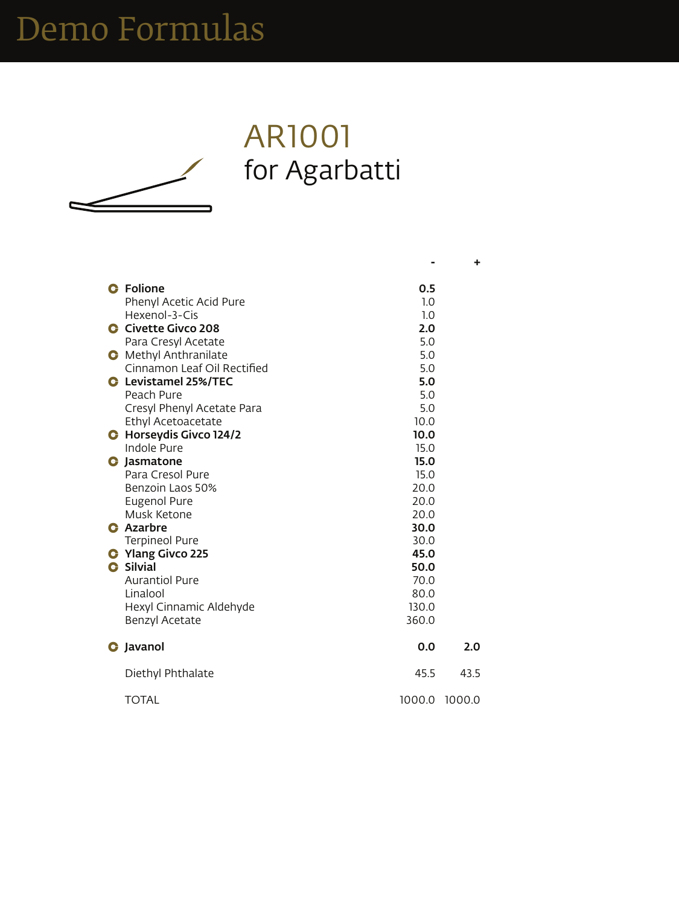# Demo Formulas

## AR1001
### for Agarbatti

| | - | + |
|---|---|---|
| **Folione** | **0.5** | |
| Phenyl Acetic Acid Pure | 1.0 | |
| Hexenol-3-Cis | 1.0 | |
| **Civette Givco 208** | **2.0** | |
| Para Cresyl Acetate | 5.0 | |
| Methyl Anthranilate | 5.0 | |
| Cinnamon Leaf Oil Rectified | 5.0 | |
| **Levistamel 25%/TEC** | **5.0** | |
| Peach Pure | 5.0 | |
| Cresyl Phenyl Acetate Para | 5.0 | |
| Ethyl Acetoacetate | 10.0 | |
| **Horseydis Givco 124/2** | **10.0** | |
| Indole Pure | 15.0 | |
| **Jasmatone** | **15.0** | |
| Para Cresol Pure | 15.0 | |
| Benzoin Laos 50% | 20.0 | |
| Eugenol Pure | 20.0 | |
| Musk Ketone | 20.0 | |
| **Azarbre** | **30.0** | |
| Terpineol Pure | 30.0 | |
| **Ylang Givco 225** | **45.0** | |
| **Silvial** | **50.0** | |
| Aurantiol Pure | 70.0 | |
| Linalool | 80.0 | |
| Hexyl Cinnamic Aldehyde | 130.0 | |
| Benzyl Acetate | 360.0 | |
| **Javanol** | **0.0** | **2.0** |
| Diethyl Phthalate | 45.5 | 43.5 |
| TOTAL | 1000.0 | 1000.0 |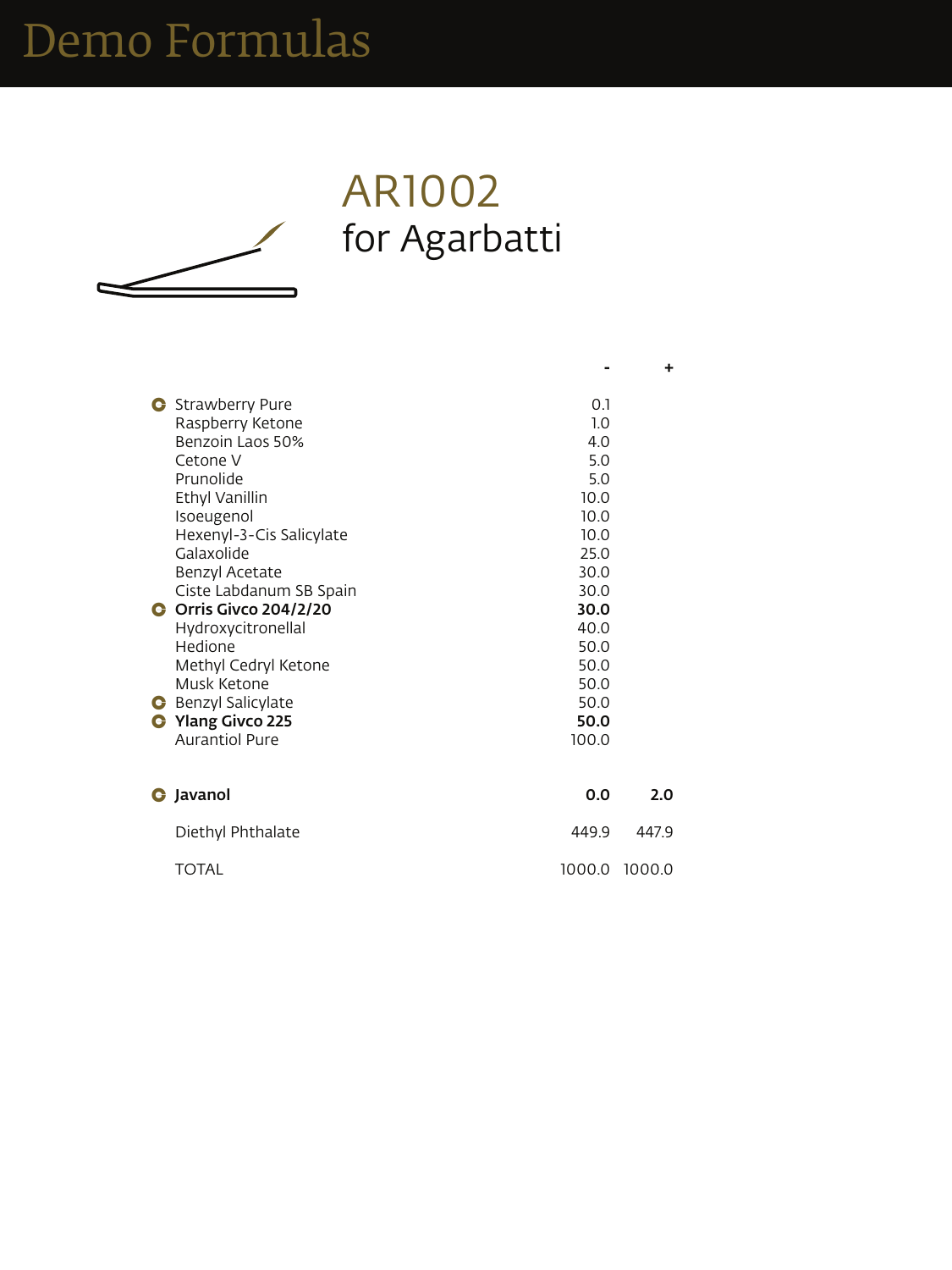# Demo Formulas

## AR1002
for Agarbatti

| | - | + |
|---|---|---|
| Strawberry Pure | 0.1 | |
| Raspberry Ketone | 1.0 | |
| Benzoin Laos 50% | 4.0 | |
| Cetone V | 5.0 | |
| Prunolide | 5.0 | |
| Ethyl Vanillin | 10.0 | |
| Isoeugenol | 10.0 | |
| Hexenyl-3-Cis Salicylate | 10.0 | |
| Galaxolide | 25.0 | |
| Benzyl Acetate | 30.0 | |
| Ciste Labdanum SB Spain | 30.0 | |
| **Orris Givco 204/2/20** | **30.0** | |
| Hydroxycitronellal | 40.0 | |
| Hedione | 50.0 | |
| Methyl Cedryl Ketone | 50.0 | |
| Musk Ketone | 50.0 | |
| Benzyl Salicylate | 50.0 | |
| **Ylang Givco 225** | **50.0** | |
| Aurantiol Pure | 100.0 | |
| **Javanol** | **0.0** | **2.0** |
| Diethyl Phthalate | 449.9 | 447.9 |
| TOTAL | 1000.0 | 1000.0 |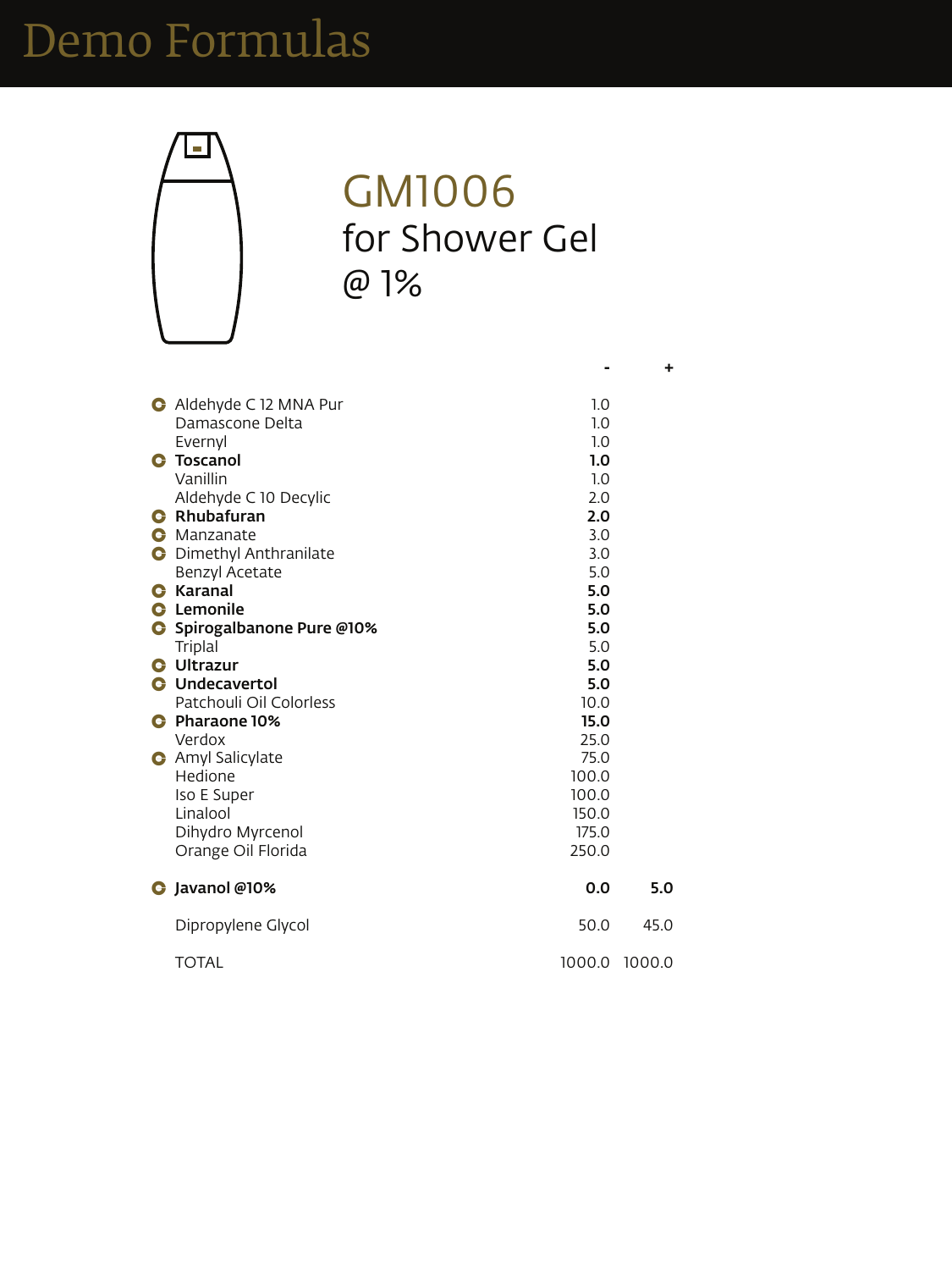# Demo Formulas

## GM1006

for Shower Gel

@ 1%

| Ingredient | - | + |
|---|---|---|
| Aldehyde C 12 MNA Pur | 1.0 | |
| Damascone Delta | 1.0 | |
| Evernyl | 1.0 | |
| **Toscanol** | **1.0** | |
| Vanillin | 1.0 | |
| Aldehyde C 10 Decylic | 2.0 | |
| **Rhubafuran** | **2.0** | |
| Manzanate | 3.0 | |
| Dimethyl Anthranilate | 3.0 | |
| Benzyl Acetate | 5.0 | |
| **Karanal** | **5.0** | |
| **Lemonile** | **5.0** | |
| **Spirogalbanone Pure @10%** | **5.0** | |
| Triplal | 5.0 | |
| **Ultrazur** | **5.0** | |
| **Undecavertol** | **5.0** | |
| Patchouli Oil Colorless | 10.0 | |
| **Pharaone 10%** | **15.0** | |
| Verdox | 25.0 | |
| Amyl Salicylate | 75.0 | |
| Hedione | 100.0 | |
| Iso E Super | 100.0 | |
| Linalool | 150.0 | |
| Dihydro Myrcenol | 175.0 | |
| Orange Oil Florida | 250.0 | |
| **Javanol @10%** | **0.0** | **5.0** |
| Dipropylene Glycol | 50.0 | 45.0 |
| TOTAL | 1000.0 | 1000.0 |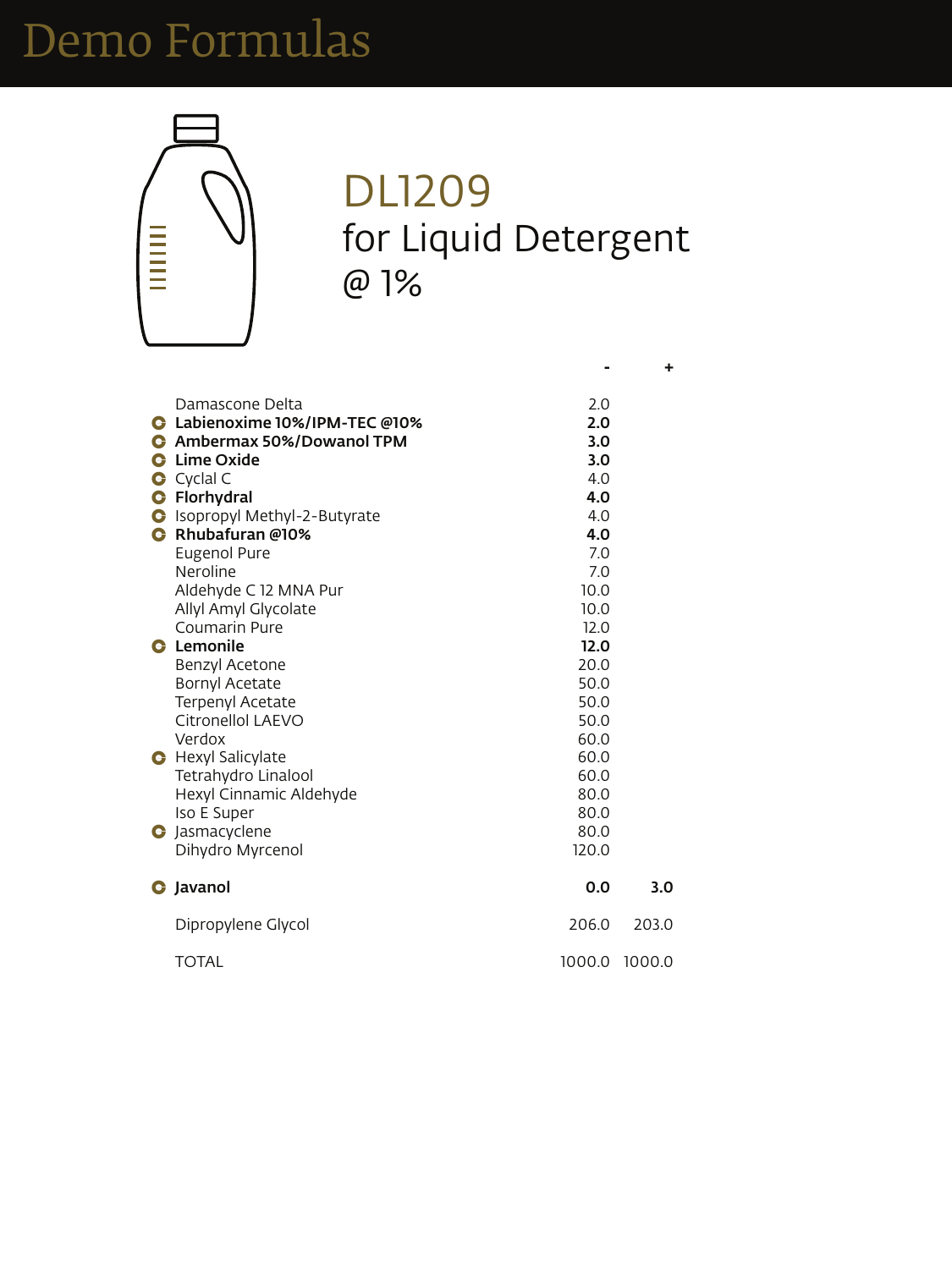# Demo Formulas

## DL1209

for Liquid Detergent
@ 1%

| | - | + |
|---|---|---|
| Damascone Delta | 2.0 | |
| **Labienoxime 10%/IPM-TEC @10%** | **2.0** | |
| **Ambermax 50%/Dowanol TPM** | **3.0** | |
| **Lime Oxide** | **3.0** | |
| Cyclal C | 4.0 | |
| **Florhydral** | **4.0** | |
| Isopropyl Methyl-2-Butyrate | 4.0 | |
| **Rhubafuran @10%** | **4.0** | |
| Eugenol Pure | 7.0 | |
| Neroline | 7.0 | |
| Aldehyde C 12 MNA Pur | 10.0 | |
| Allyl Amyl Glycolate | 10.0 | |
| Coumarin Pure | 12.0 | |
| **Lemonile** | **12.0** | |
| Benzyl Acetone | 20.0 | |
| Bornyl Acetate | 50.0 | |
| Terpenyl Acetate | 50.0 | |
| Citronellol LAEVO | 50.0 | |
| Verdox | 60.0 | |
| Hexyl Salicylate | 60.0 | |
| Tetrahydro Linalool | 60.0 | |
| Hexyl Cinnamic Aldehyde | 80.0 | |
| Iso E Super | 80.0 | |
| Jasmacyclene | 80.0 | |
| Dihydro Myrcenol | 120.0 | |
| **Javanol** | **0.0** | **3.0** |
| Dipropylene Glycol | 206.0 | 203.0 |
| TOTAL | 1000.0 | 1000.0 |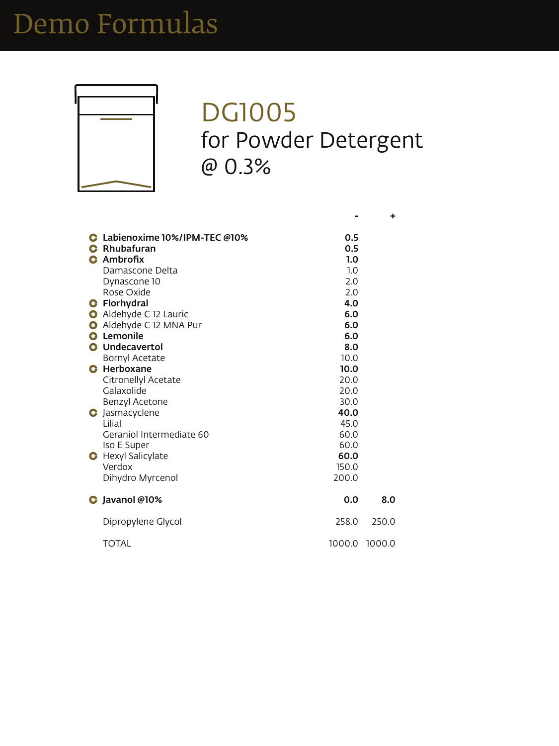# Demo Formulas

## DG1005

for Powder Detergent
@ 0.3%

| | - | + |
|---|---|---|
| **Labienoxime 10%/IPM-TEC @10%** | **0.5** | |
| **Rhubafuran** | **0.5** | |
| **Ambrofix** | **1.0** | |
| Damascone Delta | 1.0 | |
| Dynascone 10 | 2.0 | |
| Rose Oxide | 2.0 | |
| **Florhydral** | **4.0** | |
| Aldehyde C 12 Lauric | **6.0** | |
| Aldehyde C 12 MNA Pur | **6.0** | |
| **Lemonile** | **6.0** | |
| **Undecavertol** | **8.0** | |
| Bornyl Acetate | 10.0 | |
| **Herboxane** | **10.0** | |
| Citronellyl Acetate | 20.0 | |
| Galaxolide | 20.0 | |
| Benzyl Acetone | 30.0 | |
| Jasmacyclene | **40.0** | |
| Lilial | 45.0 | |
| Geraniol Intermediate 60 | 60.0 | |
| Iso E Super | 60.0 | |
| Hexyl Salicylate | **60.0** | |
| Verdox | 150.0 | |
| Dihydro Myrcenol | 200.0 | |
| **Javanol @10%** | **0.0** | **8.0** |
| Dipropylene Glycol | 258.0 | 250.0 |
| TOTAL | 1000.0 | 1000.0 |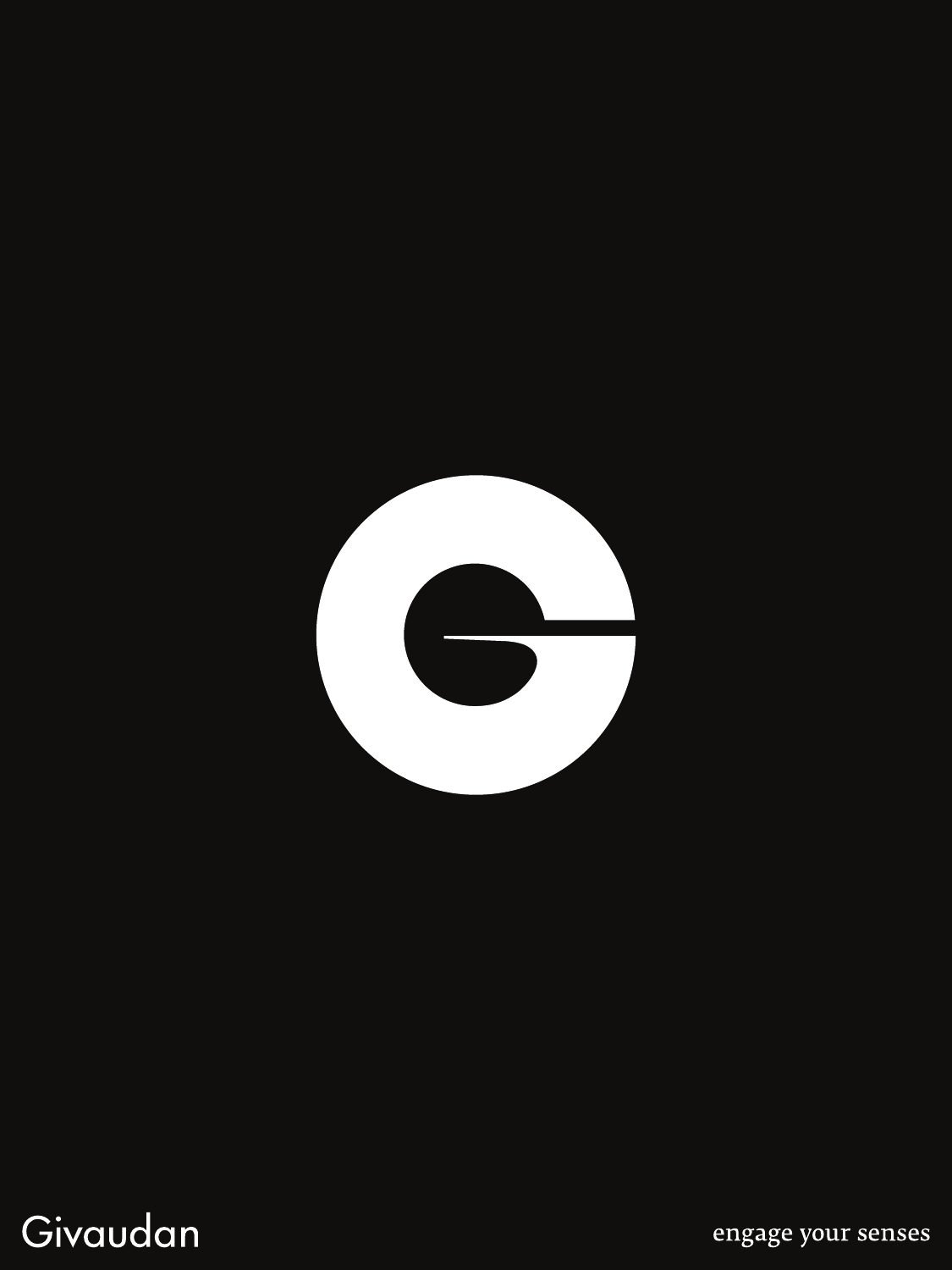Givaudan

engage your senses